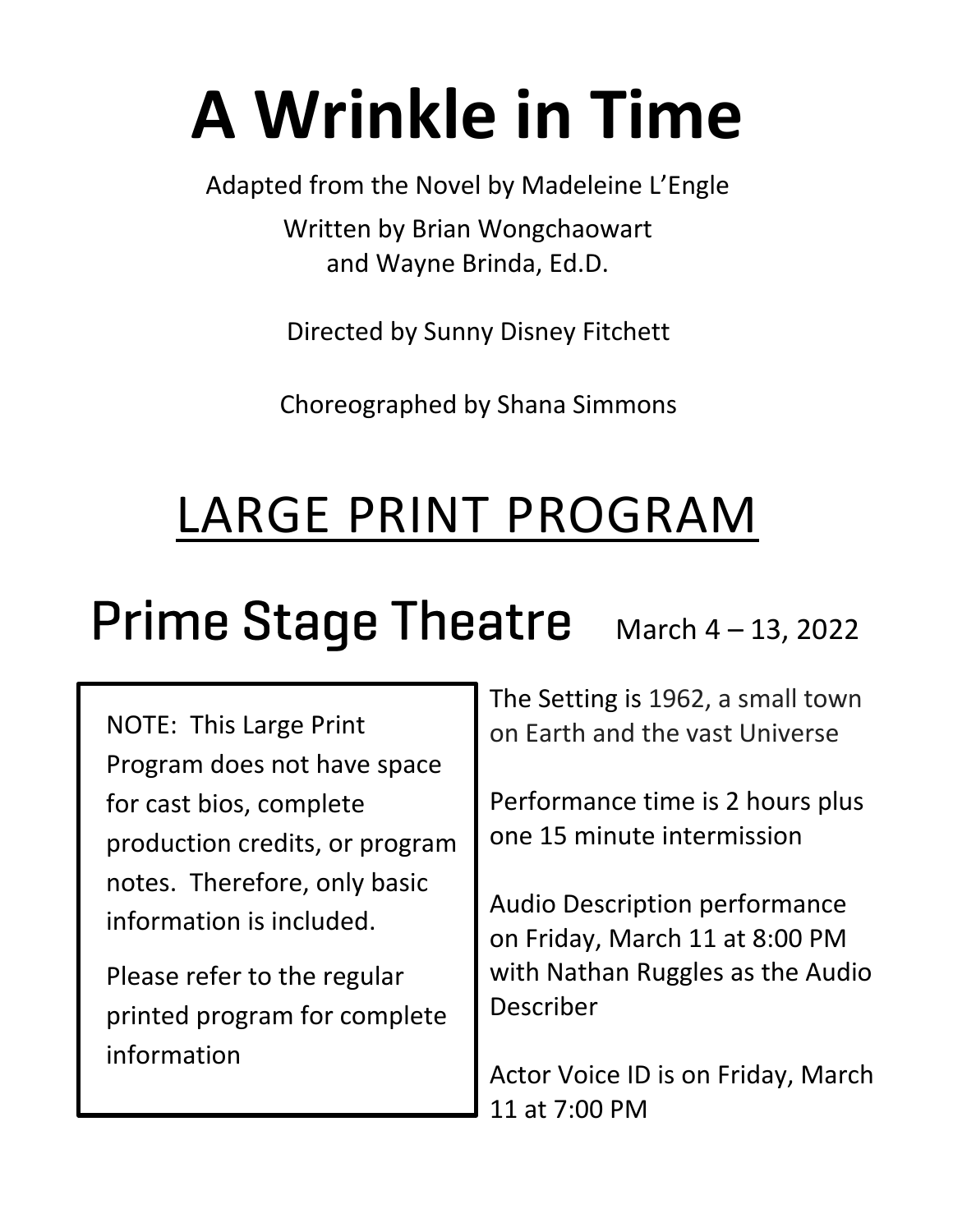# A Wrinkle in Time

Adapted from the Novel by Madeleine L'Engle

Written by Brian Wongchaowart
and Wayne Brinda, Ed.D.

Directed by Sunny Disney Fitchett

Choreographed by Shana Simmons

## LARGE PRINT PROGRAM

## Prime Stage Theatre

March 4 – 13, 2022

NOTE: This Large Print Program does not have space for cast bios, complete production credits, or program notes. Therefore, only basic information is included.

Please refer to the regular printed program for complete information

The Setting is 1962, a small town on Earth and the vast Universe

Performance time is 2 hours plus one 15 minute intermission

Audio Description performance on Friday, March 11 at 8:00 PM with Nathan Ruggles as the Audio Describer

Actor Voice ID is on Friday, March 11 at 7:00 PM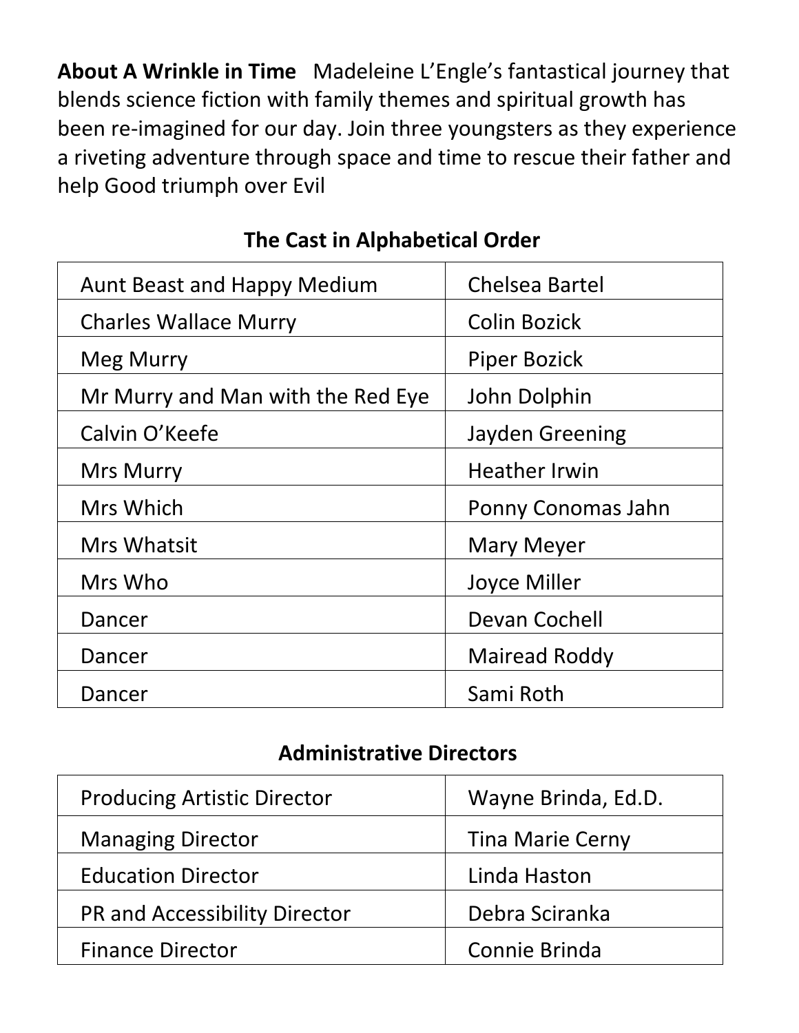**About A Wrinkle in Time** Madeleine L'Engle's fantastical journey that blends science fiction with family themes and spiritual growth has been re-imagined for our day. Join three youngsters as they experience a riveting adventure through space and time to rescue their father and help Good triumph over Evil

## The Cast in Alphabetical Order

| | |
|---|---|
| Aunt Beast and Happy Medium | Chelsea Bartel |
| Charles Wallace Murry | Colin Bozick |
| Meg Murry | Piper Bozick |
| Mr Murry and Man with the Red Eye | John Dolphin |
| Calvin O'Keefe | Jayden Greening |
| Mrs Murry | Heather Irwin |
| Mrs Which | Ponny Conomas Jahn |
| Mrs Whatsit | Mary Meyer |
| Mrs Who | Joyce Miller |
| Dancer | Devan Cochell |
| Dancer | Mairead Roddy |
| Dancer | Sami Roth |

## Administrative Directors

| | |
|---|---|
| Producing Artistic Director | Wayne Brinda, Ed.D. |
| Managing Director | Tina Marie Cerny |
| Education Director | Linda Haston |
| PR and Accessibility Director | Debra Sciranka |
| Finance Director | Connie Brinda |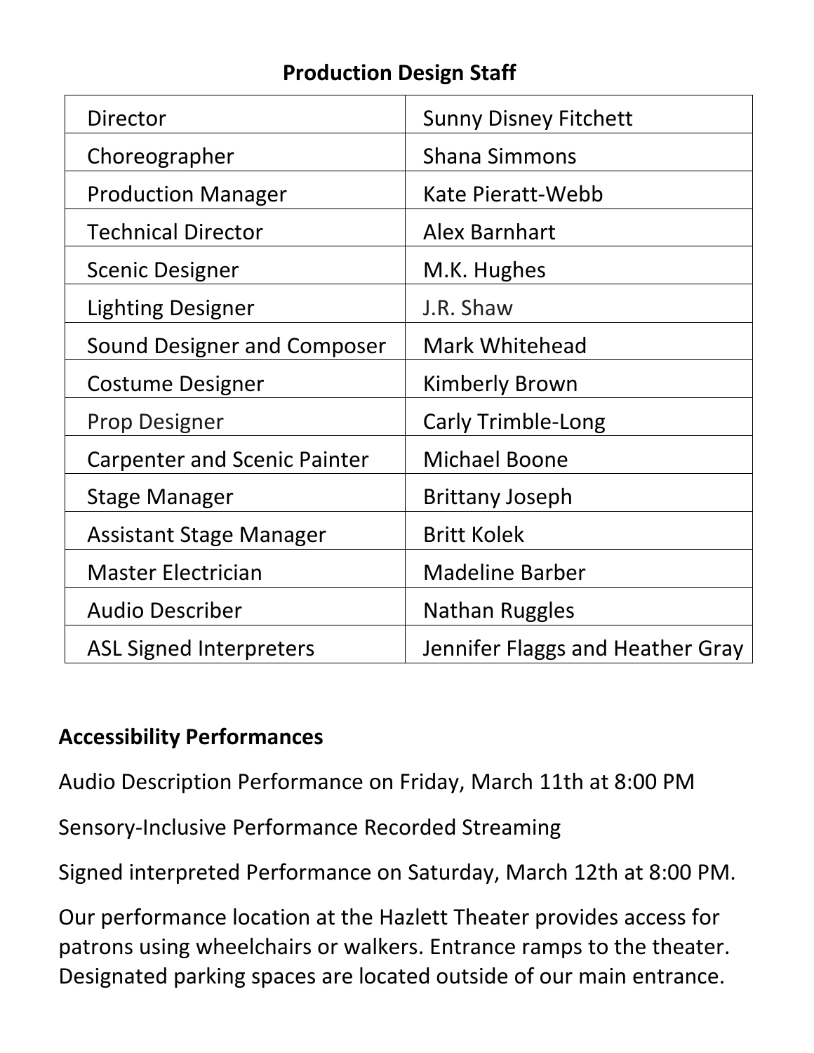## Production Design Staff

| | |
|---|---|
| Director | Sunny Disney Fitchett |
| Choreographer | Shana Simmons |
| Production Manager | Kate Pieratt-Webb |
| Technical Director | Alex Barnhart |
| Scenic Designer | M.K. Hughes |
| Lighting Designer | J.R. Shaw |
| Sound Designer and Composer | Mark Whitehead |
| Costume Designer | Kimberly Brown |
| Prop Designer | Carly Trimble-Long |
| Carpenter and Scenic Painter | Michael Boone |
| Stage Manager | Brittany Joseph |
| Assistant Stage Manager | Britt Kolek |
| Master Electrician | Madeline Barber |
| Audio Describer | Nathan Ruggles |
| ASL Signed Interpreters | Jennifer Flaggs and Heather Gray |

**Accessibility Performances**

Audio Description Performance on Friday, March 11th at 8:00 PM

Sensory-Inclusive Performance Recorded Streaming

Signed interpreted Performance on Saturday, March 12th at 8:00 PM.

Our performance location at the Hazlett Theater provides access for patrons using wheelchairs or walkers. Entrance ramps to the theater. Designated parking spaces are located outside of our main entrance.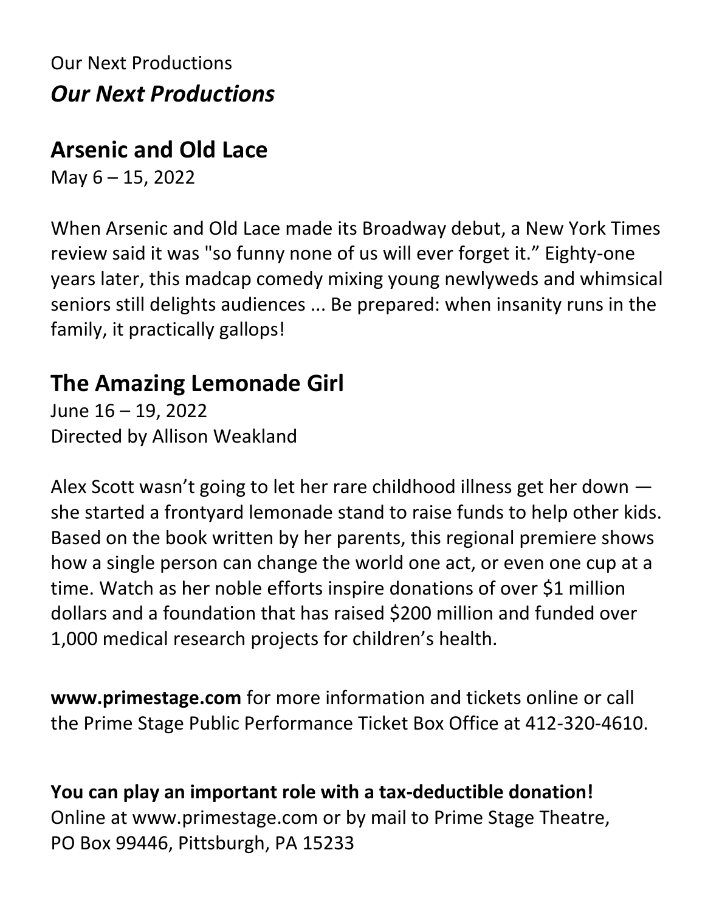Our Next Productions

## *Our Next Productions*

## Arsenic and Old Lace

May 6 – 15, 2022

When Arsenic and Old Lace made its Broadway debut, a New York Times review said it was "so funny none of us will ever forget it." Eighty-one years later, this madcap comedy mixing young newlyweds and whimsical seniors still delights audiences ... Be prepared: when insanity runs in the family, it practically gallops!

## The Amazing Lemonade Girl

June 16 – 19, 2022
Directed by Allison Weakland

Alex Scott wasn't going to let her rare childhood illness get her down — she started a frontyard lemonade stand to raise funds to help other kids. Based on the book written by her parents, this regional premiere shows how a single person can change the world one act, or even one cup at a time. Watch as her noble efforts inspire donations of over $1 million dollars and a foundation that has raised $200 million and funded over 1,000 medical research projects for children's health.

**www.primestage.com** for more information and tickets online or call the Prime Stage Public Performance Ticket Box Office at 412-320-4610.

**You can play an important role with a tax-deductible donation!**
Online at www.primestage.com or by mail to Prime Stage Theatre, PO Box 99446, Pittsburgh, PA 15233